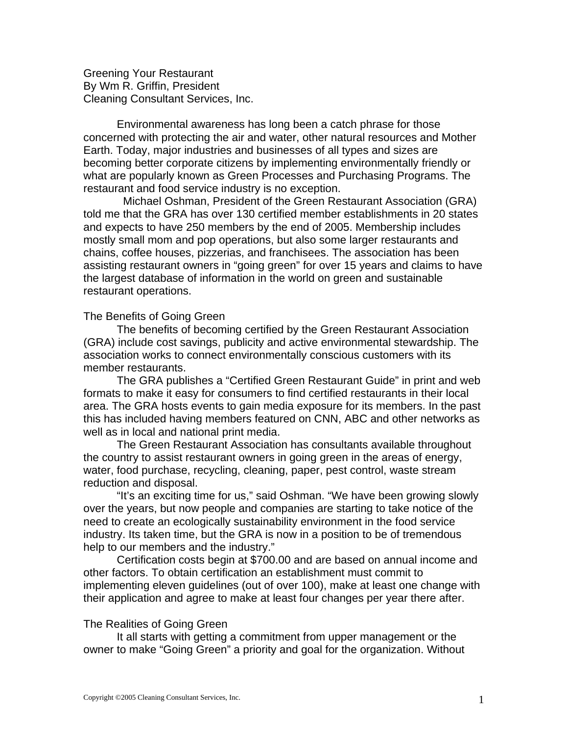# Greening Your Restaurant

By Wm R. Griffin, President
Cleaning Consultant Services, Inc.

Environmental awareness has long been a catch phrase for those concerned with protecting the air and water, other natural resources and Mother Earth. Today, major industries and businesses of all types and sizes are becoming better corporate citizens by implementing environmentally friendly or what are popularly known as Green Processes and Purchasing Programs. The restaurant and food service industry is no exception.

Michael Oshman, President of the Green Restaurant Association (GRA) told me that the GRA has over 130 certified member establishments in 20 states and expects to have 250 members by the end of 2005. Membership includes mostly small mom and pop operations, but also some larger restaurants and chains, coffee houses, pizzerias, and franchisees. The association has been assisting restaurant owners in "going green" for over 15 years and claims to have the largest database of information in the world on green and sustainable restaurant operations.

## The Benefits of Going Green

The benefits of becoming certified by the Green Restaurant Association (GRA) include cost savings, publicity and active environmental stewardship. The association works to connect environmentally conscious customers with its member restaurants.

The GRA publishes a "Certified Green Restaurant Guide" in print and web formats to make it easy for consumers to find certified restaurants in their local area. The GRA hosts events to gain media exposure for its members. In the past this has included having members featured on CNN, ABC and other networks as well as in local and national print media.

The Green Restaurant Association has consultants available throughout the country to assist restaurant owners in going green in the areas of energy, water, food purchase, recycling, cleaning, paper, pest control, waste stream reduction and disposal.

"It's an exciting time for us," said Oshman. "We have been growing slowly over the years, but now people and companies are starting to take notice of the need to create an ecologically sustainability environment in the food service industry. Its taken time, but the GRA is now in a position to be of tremendous help to our members and the industry."

Certification costs begin at $700.00 and are based on annual income and other factors. To obtain certification an establishment must commit to implementing eleven guidelines (out of over 100), make at least one change with their application and agree to make at least four changes per year there after.

## The Realities of Going Green

It all starts with getting a commitment from upper management or the owner to make "Going Green" a priority and goal for the organization. Without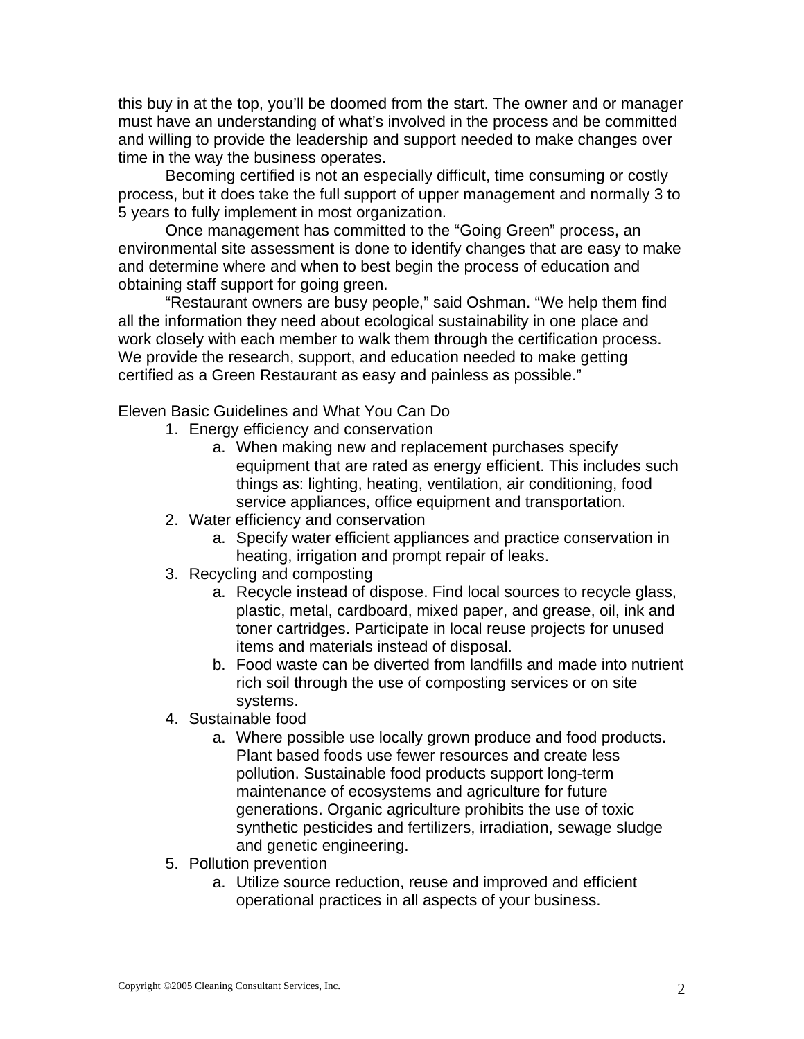this buy in at the top, you'll be doomed from the start. The owner and or manager must have an understanding of what's involved in the process and be committed and willing to provide the leadership and support needed to make changes over time in the way the business operates.

Becoming certified is not an especially difficult, time consuming or costly process, but it does take the full support of upper management and normally 3 to 5 years to fully implement in most organization.

Once management has committed to the "Going Green" process, an environmental site assessment is done to identify changes that are easy to make and determine where and when to best begin the process of education and obtaining staff support for going green.

"Restaurant owners are busy people," said Oshman. "We help them find all the information they need about ecological sustainability in one place and work closely with each member to walk them through the certification process. We provide the research, support, and education needed to make getting certified as a Green Restaurant as easy and painless as possible."

Eleven Basic Guidelines and What You Can Do

1. Energy efficiency and conservation
    a. When making new and replacement purchases specify equipment that are rated as energy efficient. This includes such things as: lighting, heating, ventilation, air conditioning, food service appliances, office equipment and transportation.
2. Water efficiency and conservation
    a. Specify water efficient appliances and practice conservation in heating, irrigation and prompt repair of leaks.
3. Recycling and composting
    a. Recycle instead of dispose. Find local sources to recycle glass, plastic, metal, cardboard, mixed paper, and grease, oil, ink and toner cartridges. Participate in local reuse projects for unused items and materials instead of disposal.
    b. Food waste can be diverted from landfills and made into nutrient rich soil through the use of composting services or on site systems.
4. Sustainable food
    a. Where possible use locally grown produce and food products. Plant based foods use fewer resources and create less pollution. Sustainable food products support long-term maintenance of ecosystems and agriculture for future generations. Organic agriculture prohibits the use of toxic synthetic pesticides and fertilizers, irradiation, sewage sludge and genetic engineering.
5. Pollution prevention
    a. Utilize source reduction, reuse and improved and efficient operational practices in all aspects of your business.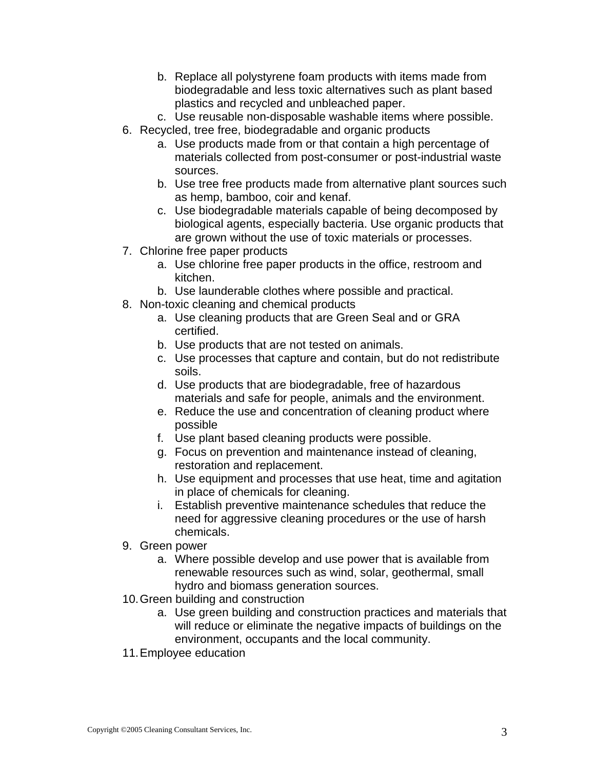b. Replace all polystyrene foam products with items made from biodegradable and less toxic alternatives such as plant based plastics and recycled and unbleached paper.
   c. Use reusable non-disposable washable items where possible.

6. Recycled, tree free, biodegradable and organic products
   a. Use products made from or that contain a high percentage of materials collected from post-consumer or post-industrial waste sources.
   b. Use tree free products made from alternative plant sources such as hemp, bamboo, coir and kenaf.
   c. Use biodegradable materials capable of being decomposed by biological agents, especially bacteria. Use organic products that are grown without the use of toxic materials or processes.
7. Chlorine free paper products
   a. Use chlorine free paper products in the office, restroom and kitchen.
   b. Use launderable clothes where possible and practical.
8. Non-toxic cleaning and chemical products
   a. Use cleaning products that are Green Seal and or GRA certified.
   b. Use products that are not tested on animals.
   c. Use processes that capture and contain, but do not redistribute soils.
   d. Use products that are biodegradable, free of hazardous materials and safe for people, animals and the environment.
   e. Reduce the use and concentration of cleaning product where possible
   f. Use plant based cleaning products were possible.
   g. Focus on prevention and maintenance instead of cleaning, restoration and replacement.
   h. Use equipment and processes that use heat, time and agitation in place of chemicals for cleaning.
   i. Establish preventive maintenance schedules that reduce the need for aggressive cleaning procedures or the use of harsh chemicals.
9. Green power
   a. Where possible develop and use power that is available from renewable resources such as wind, solar, geothermal, small hydro and biomass generation sources.
10. Green building and construction
    a. Use green building and construction practices and materials that will reduce or eliminate the negative impacts of buildings on the environment, occupants and the local community.
11. Employee education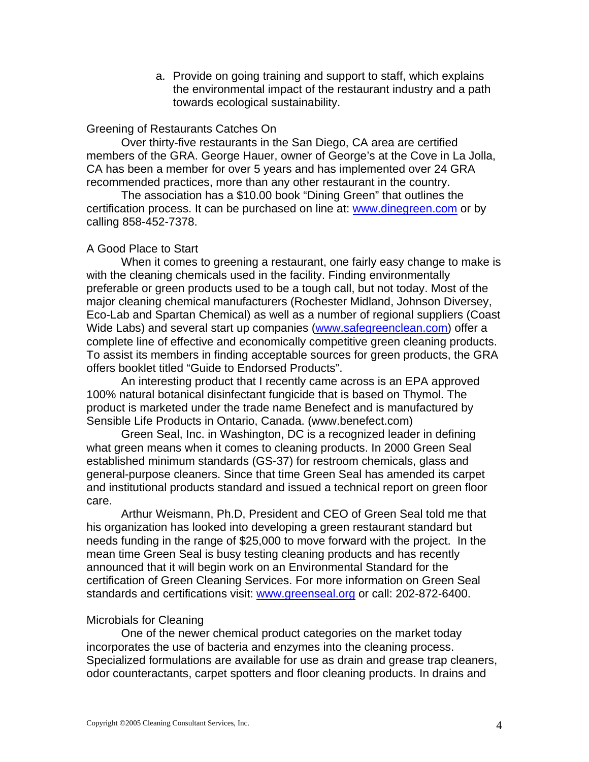a. Provide on going training and support to staff, which explains the environmental impact of the restaurant industry and a path towards ecological sustainability.

## Greening of Restaurants Catches On

Over thirty-five restaurants in the San Diego, CA area are certified members of the GRA. George Hauer, owner of George's at the Cove in La Jolla, CA has been a member for over 5 years and has implemented over 24 GRA recommended practices, more than any other restaurant in the country.

The association has a $10.00 book "Dining Green" that outlines the certification process. It can be purchased on line at: www.dinegreen.com or by calling 858-452-7378.

## A Good Place to Start

When it comes to greening a restaurant, one fairly easy change to make is with the cleaning chemicals used in the facility. Finding environmentally preferable or green products used to be a tough call, but not today. Most of the major cleaning chemical manufacturers (Rochester Midland, Johnson Diversey, Eco-Lab and Spartan Chemical) as well as a number of regional suppliers (Coast Wide Labs) and several start up companies (www.safegreenclean.com) offer a complete line of effective and economically competitive green cleaning products. To assist its members in finding acceptable sources for green products, the GRA offers booklet titled "Guide to Endorsed Products".

An interesting product that I recently came across is an EPA approved 100% natural botanical disinfectant fungicide that is based on Thymol. The product is marketed under the trade name Benefect and is manufactured by Sensible Life Products in Ontario, Canada. (www.benefect.com)

Green Seal, Inc. in Washington, DC is a recognized leader in defining what green means when it comes to cleaning products. In 2000 Green Seal established minimum standards (GS-37) for restroom chemicals, glass and general-purpose cleaners. Since that time Green Seal has amended its carpet and institutional products standard and issued a technical report on green floor care.

Arthur Weismann, Ph.D, President and CEO of Green Seal told me that his organization has looked into developing a green restaurant standard but needs funding in the range of $25,000 to move forward with the project. In the mean time Green Seal is busy testing cleaning products and has recently announced that it will begin work on an Environmental Standard for the certification of Green Cleaning Services. For more information on Green Seal standards and certifications visit: www.greenseal.org or call: 202-872-6400.

## Microbials for Cleaning

One of the newer chemical product categories on the market today incorporates the use of bacteria and enzymes into the cleaning process. Specialized formulations are available for use as drain and grease trap cleaners, odor counteractants, carpet spotters and floor cleaning products. In drains and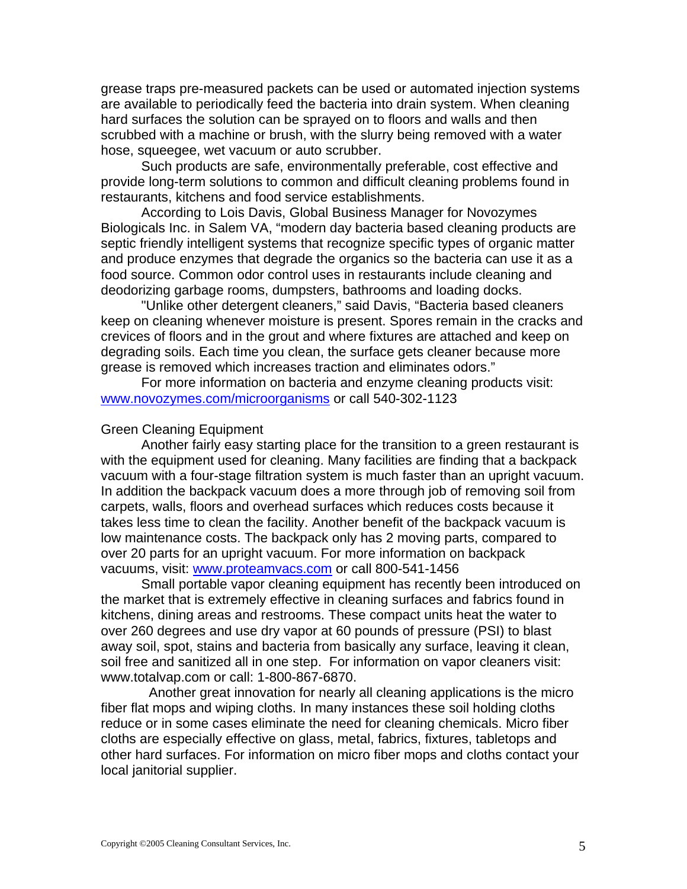grease traps pre-measured packets can be used or automated injection systems are available to periodically feed the bacteria into drain system. When cleaning hard surfaces the solution can be sprayed on to floors and walls and then scrubbed with a machine or brush, with the slurry being removed with a water hose, squeegee, wet vacuum or auto scrubber.

Such products are safe, environmentally preferable, cost effective and provide long-term solutions to common and difficult cleaning problems found in restaurants, kitchens and food service establishments.

According to Lois Davis, Global Business Manager for Novozymes Biologicals Inc. in Salem VA, "modern day bacteria based cleaning products are septic friendly intelligent systems that recognize specific types of organic matter and produce enzymes that degrade the organics so the bacteria can use it as a food source. Common odor control uses in restaurants include cleaning and deodorizing garbage rooms, dumpsters, bathrooms and loading docks.

"Unlike other detergent cleaners," said Davis, "Bacteria based cleaners keep on cleaning whenever moisture is present. Spores remain in the cracks and crevices of floors and in the grout and where fixtures are attached and keep on degrading soils. Each time you clean, the surface gets cleaner because more grease is removed which increases traction and eliminates odors."

For more information on bacteria and enzyme cleaning products visit: www.novozymes.com/microorganisms or call 540-302-1123

Green Cleaning Equipment

Another fairly easy starting place for the transition to a green restaurant is with the equipment used for cleaning. Many facilities are finding that a backpack vacuum with a four-stage filtration system is much faster than an upright vacuum. In addition the backpack vacuum does a more through job of removing soil from carpets, walls, floors and overhead surfaces which reduces costs because it takes less time to clean the facility. Another benefit of the backpack vacuum is low maintenance costs. The backpack only has 2 moving parts, compared to over 20 parts for an upright vacuum. For more information on backpack vacuums, visit: www.proteamvacs.com or call 800-541-1456

Small portable vapor cleaning equipment has recently been introduced on the market that is extremely effective in cleaning surfaces and fabrics found in kitchens, dining areas and restrooms. These compact units heat the water to over 260 degrees and use dry vapor at 60 pounds of pressure (PSI) to blast away soil, spot, stains and bacteria from basically any surface, leaving it clean, soil free and sanitized all in one step. For information on vapor cleaners visit: www.totalvap.com or call: 1-800-867-6870.

Another great innovation for nearly all cleaning applications is the micro fiber flat mops and wiping cloths. In many instances these soil holding cloths reduce or in some cases eliminate the need for cleaning chemicals. Micro fiber cloths are especially effective on glass, metal, fabrics, fixtures, tabletops and other hard surfaces. For information on micro fiber mops and cloths contact your local janitorial supplier.

Copyright ©2005 Cleaning Consultant Services, Inc.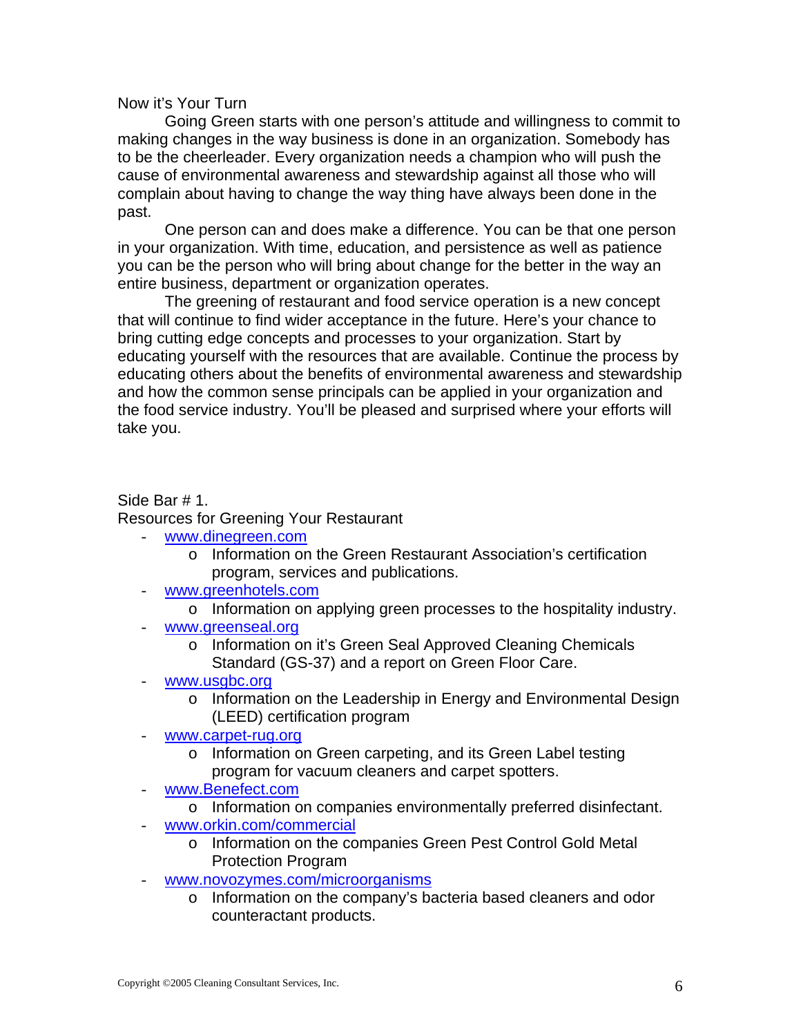## Now it's Your Turn

Going Green starts with one person's attitude and willingness to commit to making changes in the way business is done in an organization. Somebody has to be the cheerleader. Every organization needs a champion who will push the cause of environmental awareness and stewardship against all those who will complain about having to change the way thing have always been done in the past.

One person can and does make a difference. You can be that one person in your organization. With time, education, and persistence as well as patience you can be the person who will bring about change for the better in the way an entire business, department or organization operates.

The greening of restaurant and food service operation is a new concept that will continue to find wider acceptance in the future. Here's your chance to bring cutting edge concepts and processes to your organization. Start by educating yourself with the resources that are available. Continue the process by educating others about the benefits of environmental awareness and stewardship and how the common sense principals can be applied in your organization and the food service industry. You'll be pleased and surprised where your efforts will take you.

## Side Bar # 1.

### Resources for Greening Your Restaurant

- www.dinegreen.com
  - Information on the Green Restaurant Association's certification program, services and publications.
- www.greenhotels.com
  - Information on applying green processes to the hospitality industry.
- www.greenseal.org
  - Information on it's Green Seal Approved Cleaning Chemicals Standard (GS-37) and a report on Green Floor Care.
- www.usgbc.org
  - Information on the Leadership in Energy and Environmental Design (LEED) certification program
- www.carpet-rug.org
  - Information on Green carpeting, and its Green Label testing program for vacuum cleaners and carpet spotters.
- www.Benefect.com
  - Information on companies environmentally preferred disinfectant.
- www.orkin.com/commercial
  - Information on the companies Green Pest Control Gold Metal Protection Program
- www.novozymes.com/microorganisms
  - Information on the company's bacteria based cleaners and odor counteractant products.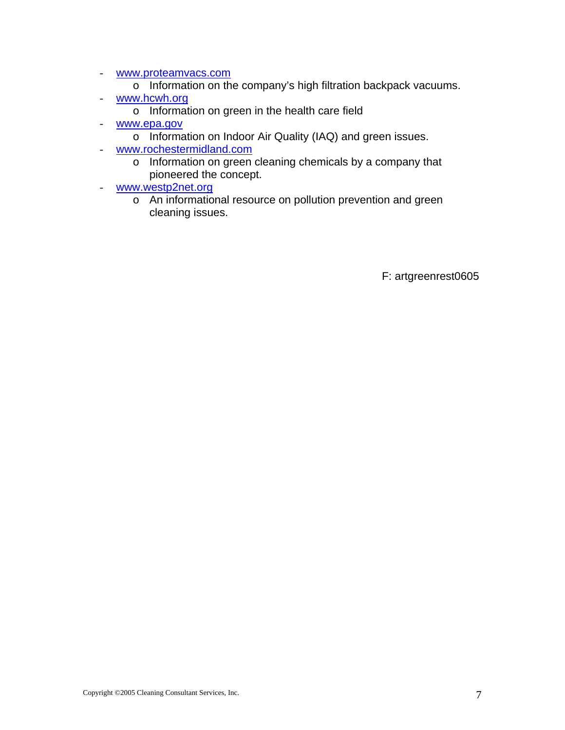- www.proteamvacs.com
    - Information on the company's high filtration backpack vacuums.
- www.hcwh.org
    - Information on green in the health care field
- www.epa.gov
    - Information on Indoor Air Quality (IAQ) and green issues.
- www.rochestermidland.com
    - Information on green cleaning chemicals by a company that pioneered the concept.
- www.westp2net.org
    - An informational resource on pollution prevention and green cleaning issues.

F: artgreenrest0605

Copyright ©2005 Cleaning Consultant Services, Inc.